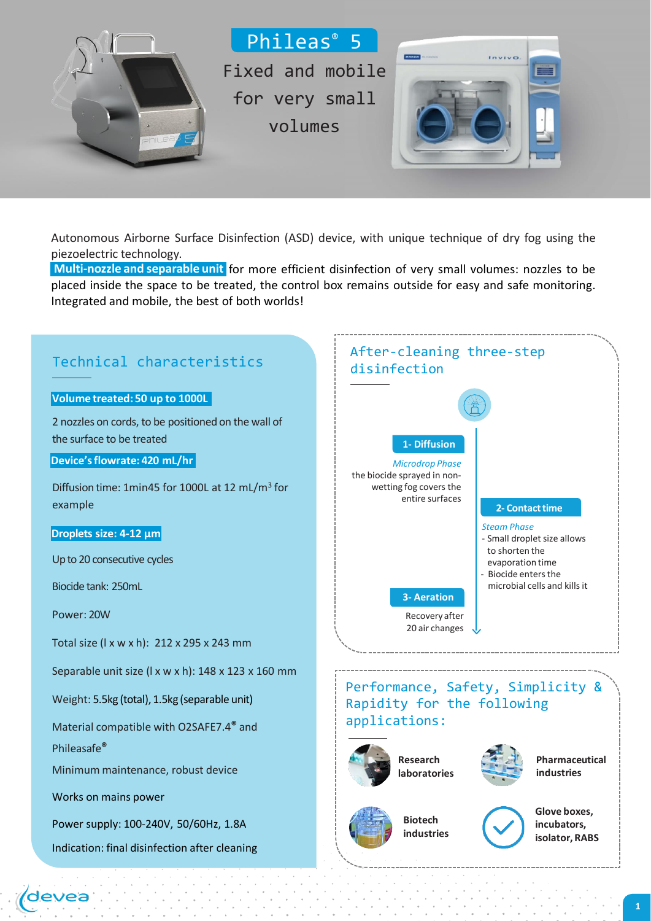# Phileas® 5

Fixed and mobile for very small volumes

Autonomous Airborne Surface Disinfection (ASD) device, with unique technique of dry fog using the piezoelectric technology.

**Multi-nozzle and separable unit** for more efficient disinfection of very small volumes: nozzles to be placed inside the space to be treated, the control box remains outside for easy and safe monitoring. Integrated and mobile, the best of both worlds!

## Technical characteristics

**Volume treated: 50 up to 1000L**

2 nozzles on cords, to be positioned on the wall of the surface to be treated

**Device's flowrate: 420 mL/hr**

Diffusion time: 1min45 for 1000L at 12 mL/m³ for example

**Droplets size: 4-12 µm**

Up to 20 consecutive cycles

Biocide tank: 250mL

Power: 20W

Total size (l x w x h): 212 x 295 x 243 mm

Separable unit size (l x w x h): 148 x 123 x 160 mm

Weight: 5.5kg (total), 1.5kg (separable unit)

Material compatible with O2SAFE7.4® and Phileasafe®

Minimum maintenance, robust device

Works on mains power

Power supply: 100-240V, 50/60Hz, 1.8A

Indication: final disinfection after cleaning

## After-cleaning three-step disinfection

**1- Diffusion**

*Microdrop Phase*

the biocide sprayed in non-wetting fog covers the entire surfaces

**2- Contact time**

*Steam Phase*

- Small droplet size allows to shorten the evaporation time
- Biocide enters the microbial cells and kills it

**3- Aeration**

Recovery after 20 air changes

## Performance, Safety, Simplicity & Rapidity for the following applications:

- **Research laboratories**
- **Pharmaceutical industries**
- **Biotech industries**
- **Glove boxes, incubators, isolator, RABS**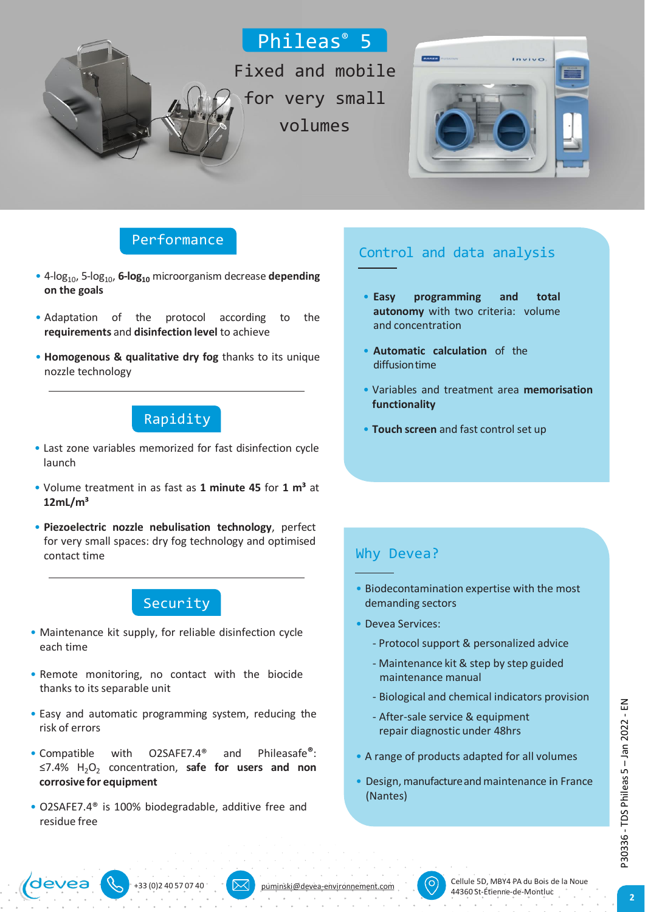# Phileas® 5

Fixed and mobile for very small volumes

## Performance

- 4-$\log_{10}$, 5-$\log_{10}$, **6-$\log_{10}$** microorganism decrease **depending on the goals**
- Adaptation of the protocol according to the **requirements** and **disinfection level** to achieve
- **Homogenous & qualitative dry fog** thanks to its unique nozzle technology

## Rapidity

- Last zone variables memorized for fast disinfection cycle launch
- Volume treatment in as fast as **1 minute 45** for **1 m³** at **12mL/m³**
- **Piezoelectric nozzle nebulisation technology**, perfect for very small spaces: dry fog technology and optimised contact time

## Security

- Maintenance kit supply, for reliable disinfection cycle each time
- Remote monitoring, no contact with the biocide thanks to its separable unit
- Easy and automatic programming system, reducing the risk of errors
- Compatible with O2SAFE7.4® and Phileasafe®: ≤7.4% $H_2O_2$ concentration, **safe for users and non corrosive for equipment**
- O2SAFE7.4® is 100% biodegradable, additive free and residue free

## Control and data analysis

- **Easy programming and total autonomy** with two criteria: volume and concentration
- **Automatic calculation** of the diffusion time
- Variables and treatment area **memorisation functionality**
- **Touch screen** and fast control set up

## Why Devea?

- Biodecontamination expertise with the most demanding sectors
- Devea Services:
  - Protocol support & personalized advice
  - Maintenance kit & step by step guided maintenance manual
  - Biological and chemical indicators provision
  - After-sale service & equipment repair diagnostic under 48hrs
- A range of products adapted for all volumes
- Design, manufacture and maintenance in France (Nantes)

devea — +33 (0)2 40 57 07 40 — puminski@devea-environnement.com — Cellule 5D, MBY4 PA du Bois de la Noue 44360 St-Étienne-de-Montluc

P30336 - TDS Phileas 5 – Jan 2022 - EN